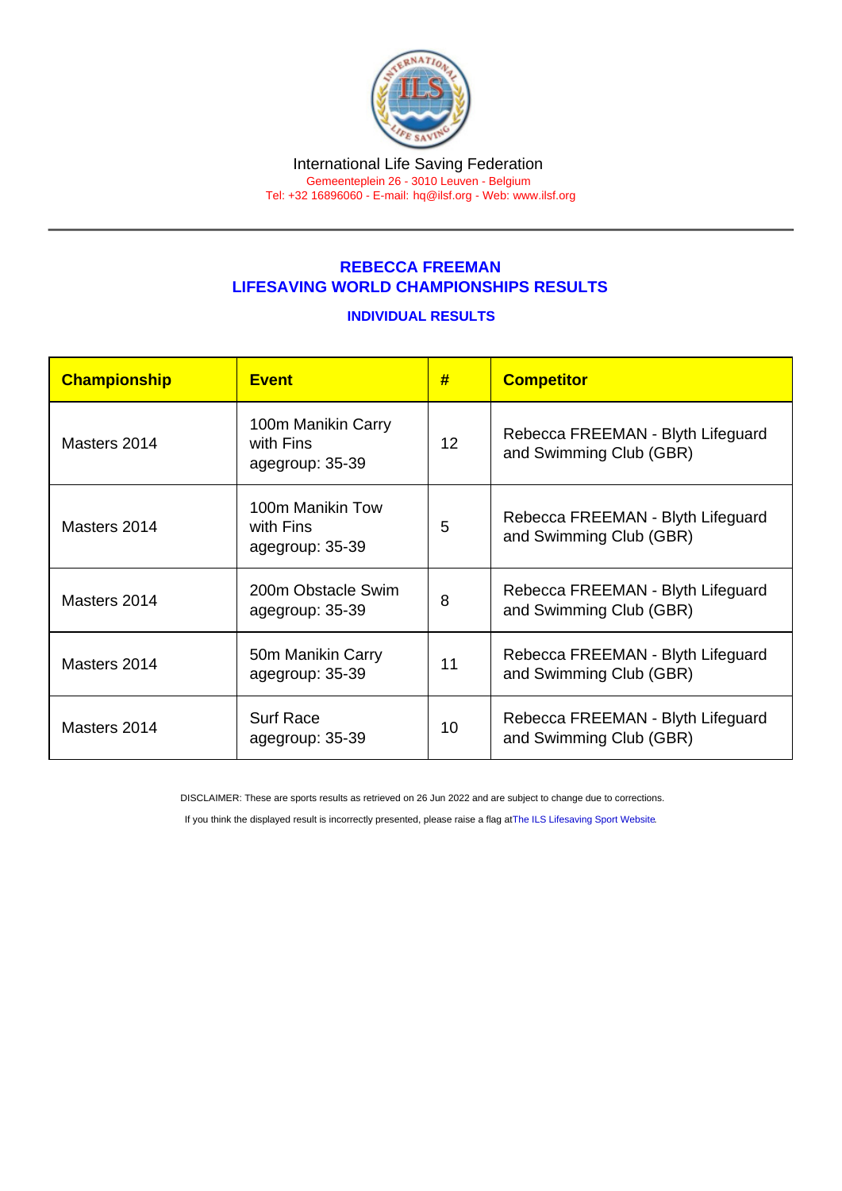International Life Saving Federation
Gemeenteplein 26 - 3010 Leuven - Belgium
Tel: +32 16896060 - E-mail: hq@ilsf.org - Web: www.ilsf.org

## REBECCA FREEMAN
## LIFESAVING WORLD CHAMPIONSHIPS RESULTS

### INDIVIDUAL RESULTS

| Championship | Event | # | Competitor |
|---|---|---|---|
| Masters 2014 | 100m Manikin Carry with Fins agegroup: 35-39 | 12 | Rebecca FREEMAN - Blyth Lifeguard and Swimming Club (GBR) |
| Masters 2014 | 100m Manikin Tow with Fins agegroup: 35-39 | 5 | Rebecca FREEMAN - Blyth Lifeguard and Swimming Club (GBR) |
| Masters 2014 | 200m Obstacle Swim agegroup: 35-39 | 8 | Rebecca FREEMAN - Blyth Lifeguard and Swimming Club (GBR) |
| Masters 2014 | 50m Manikin Carry agegroup: 35-39 | 11 | Rebecca FREEMAN - Blyth Lifeguard and Swimming Club (GBR) |
| Masters 2014 | Surf Race agegroup: 35-39 | 10 | Rebecca FREEMAN - Blyth Lifeguard and Swimming Club (GBR) |

DISCLAIMER: These are sports results as retrieved on 26 Jun 2022 and are subject to change due to corrections.

If you think the displayed result is incorrectly presented, please raise a flag at The ILS Lifesaving Sport Website.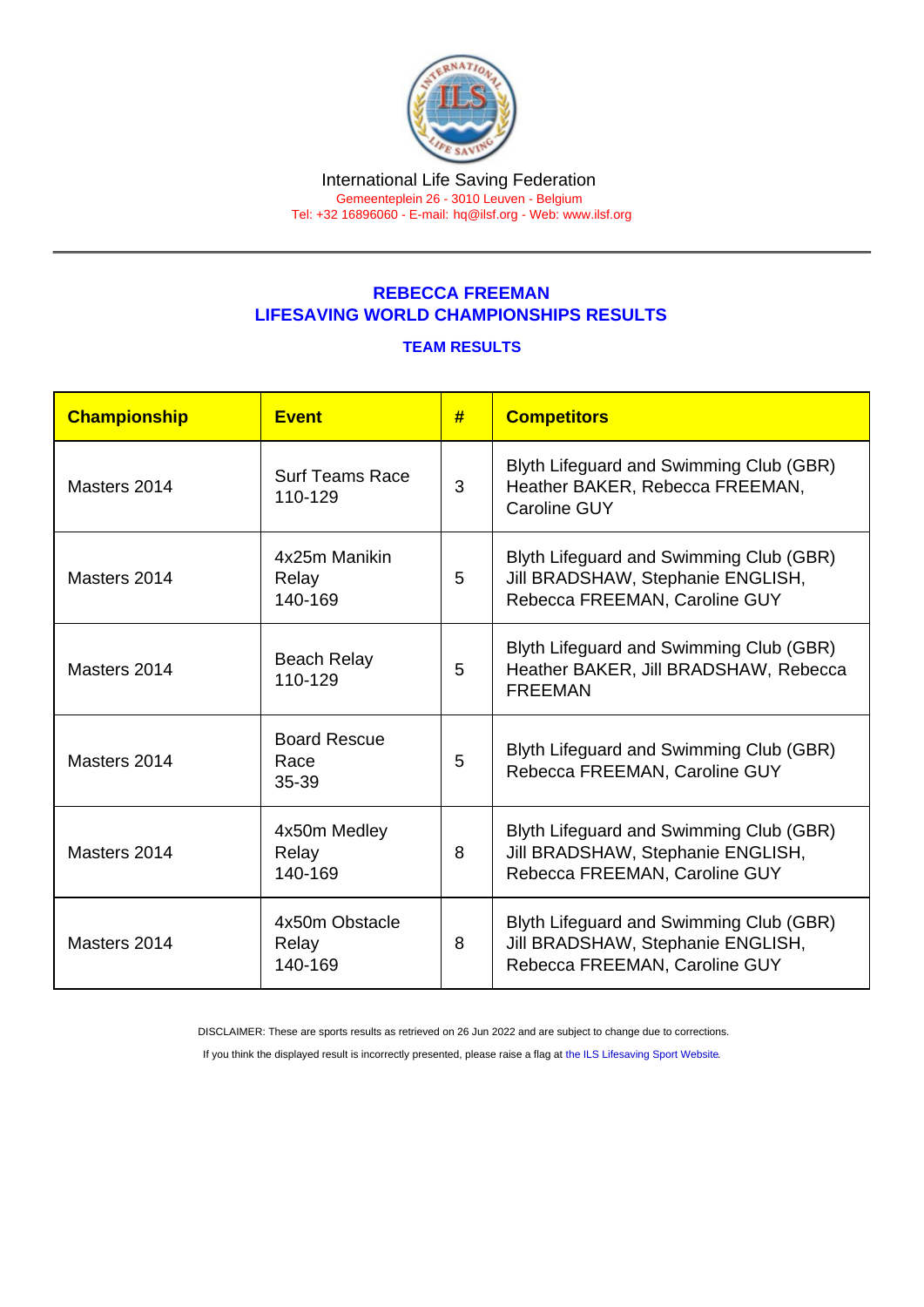International Life Saving Federation
Gemeenteplein 26 - 3010 Leuven - Belgium
Tel: +32 16896060 - E-mail: hq@ilsf.org - Web: www.ilsf.org

## REBECCA FREEMAN
## LIFESAVING WORLD CHAMPIONSHIPS RESULTS

### TEAM RESULTS

| Championship | Event | # | Competitors |
|---|---|---|---|
| Masters 2014 | Surf Teams Race 110-129 | 3 | Blyth Lifeguard and Swimming Club (GBR) Heather BAKER, Rebecca FREEMAN, Caroline GUY |
| Masters 2014 | 4x25m Manikin Relay 140-169 | 5 | Blyth Lifeguard and Swimming Club (GBR) Jill BRADSHAW, Stephanie ENGLISH, Rebecca FREEMAN, Caroline GUY |
| Masters 2014 | Beach Relay 110-129 | 5 | Blyth Lifeguard and Swimming Club (GBR) Heather BAKER, Jill BRADSHAW, Rebecca FREEMAN |
| Masters 2014 | Board Rescue Race 35-39 | 5 | Blyth Lifeguard and Swimming Club (GBR) Rebecca FREEMAN, Caroline GUY |
| Masters 2014 | 4x50m Medley Relay 140-169 | 8 | Blyth Lifeguard and Swimming Club (GBR) Jill BRADSHAW, Stephanie ENGLISH, Rebecca FREEMAN, Caroline GUY |
| Masters 2014 | 4x50m Obstacle Relay 140-169 | 8 | Blyth Lifeguard and Swimming Club (GBR) Jill BRADSHAW, Stephanie ENGLISH, Rebecca FREEMAN, Caroline GUY |

DISCLAIMER: These are sports results as retrieved on 26 Jun 2022 and are subject to change due to corrections.

If you think the displayed result is incorrectly presented, please raise a flag at the ILS Lifesaving Sport Website.